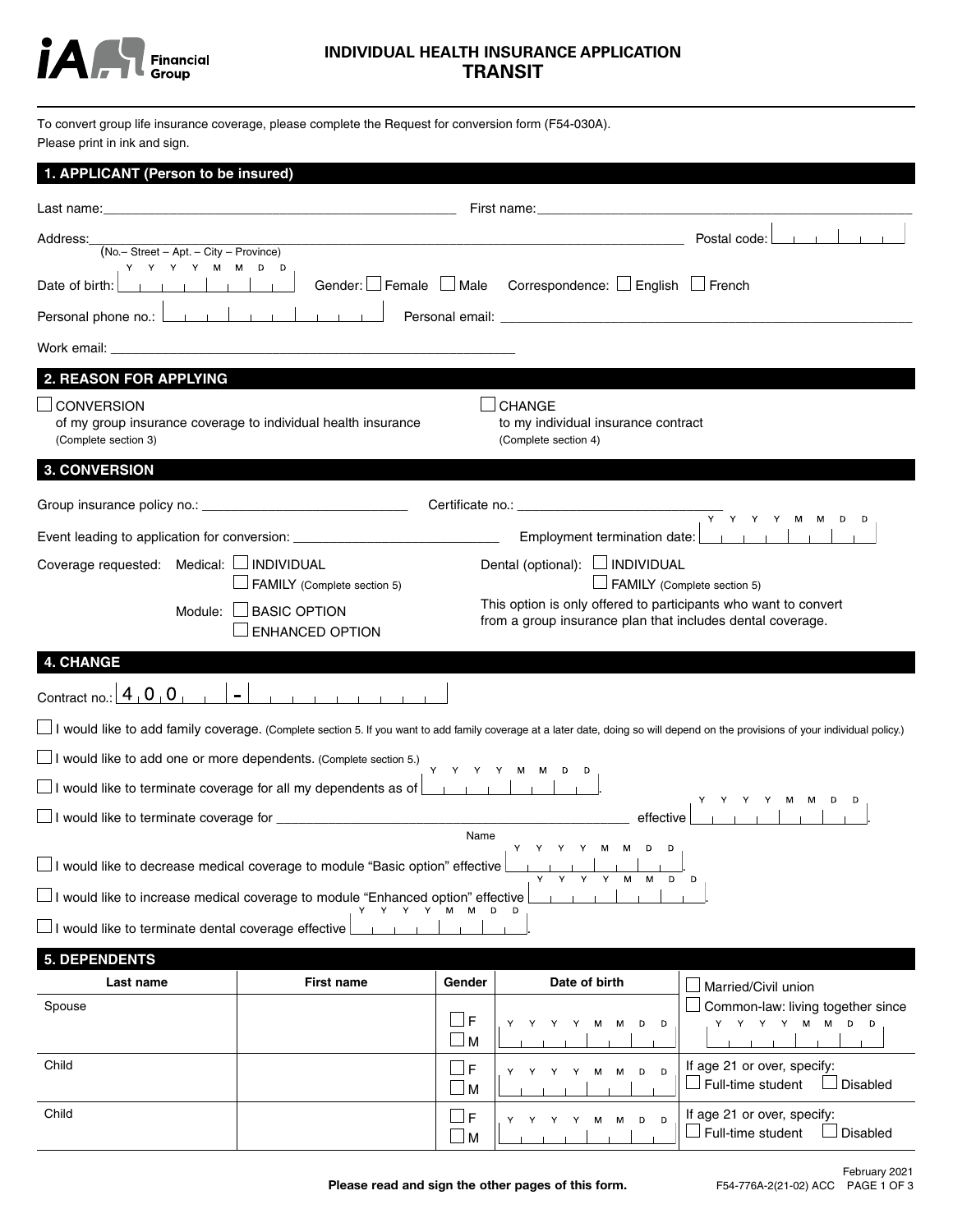# INDIVIDUAL HEALTH INSURANCE APPLICATION
## TRANSIT

To convert group life insurance coverage, please complete the Request for conversion form (F54-030A).
Please print in ink and sign.

## 1. APPLICANT (Person to be insured)

Last name: ______________________ First name: ______________________

Address: ______________________ Postal code: ______
(No.– Street – Apt. – City – Province)

Date of birth: (YYYYMMDD) ______ Gender: ☐ Female ☐ Male Correspondence: ☐ English ☐ French

Personal phone no.: ______ Personal email: ______________________

Work email: ______________________

## 2. REASON FOR APPLYING

☐ CONVERSION
of my group insurance coverage to individual health insurance
(Complete section 3)

☐ CHANGE
to my individual insurance contract
(Complete section 4)

## 3. CONVERSION

Group insurance policy no.: ______________________ Certificate no.: ______________________

Event leading to application for conversion: ______________________ Employment termination date: (YYYYMMDD) ______

Coverage requested: Medical: ☐ INDIVIDUAL
☐ FAMILY (Complete section 5)

Module: ☐ BASIC OPTION
☐ ENHANCED OPTION

Dental (optional): ☐ INDIVIDUAL
☐ FAMILY (Complete section 5)

This option is only offered to participants who want to convert from a group insurance plan that includes dental coverage.

## 4. CHANGE

Contract no.: 4 0 0 _ _ _ - _ _ _ _ _ _ _ _ _

☐ I would like to add family coverage. (Complete section 5. If you want to add family coverage at a later date, doing so will depend on the provisions of your individual policy.)

☐ I would like to add one or more dependents. (Complete section 5.)

☐ I would like to terminate coverage for all my dependents as of (YYYYMMDD) ______.

☐ I would like to terminate coverage for ______________________ (Name) effective (YYYYMMDD) ______.

☐ I would like to decrease medical coverage to module "Basic option" effective (YYYYMMDD) ______.

☐ I would like to increase medical coverage to module "Enhanced option" effective (YYYYMMDD) ______.

☐ I would like to terminate dental coverage effective (YYYYMMDD) ______.

## 5. DEPENDENTS

| Last name | First name | Gender | Date of birth | |
|---|---|---|---|---|
| Spouse | | ☐ F ☐ M | YYYYMMDD | ☐ Married/Civil union ☐ Common-law: living together since (YYYYMMDD) |
| Child | | ☐ F ☐ M | YYYYMMDD | If age 21 or over, specify: ☐ Full-time student ☐ Disabled |
| Child | | ☐ F ☐ M | YYYYMMDD | If age 21 or over, specify: ☐ Full-time student ☐ Disabled |

**Please read and sign the other pages of this form.**

February 2021
F54-776A-2(21-02) ACC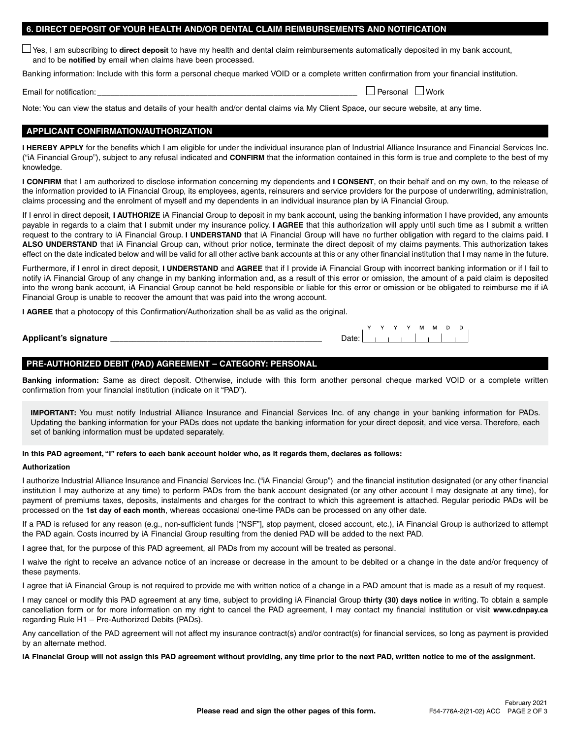## 6. DIRECT DEPOSIT OF YOUR HEALTH AND/OR DENTAL CLAIM REIMBURSEMENTS AND NOTIFICATION

☐ Yes, I am subscribing to **direct deposit** to have my health and dental claim reimbursements automatically deposited in my bank account, and to be **notified** by email when claims have been processed.

Banking information: Include with this form a personal cheque marked VOID or a complete written confirmation from your financial institution.

Email for notification: ______________________________________________ ☐ Personal ☐ Work

Note: You can view the status and details of your health and/or dental claims via My Client Space, our secure website, at any time.

## APPLICANT CONFIRMATION/AUTHORIZATION

**I HEREBY APPLY** for the benefits which I am eligible for under the individual insurance plan of Industrial Alliance Insurance and Financial Services Inc. ("iA Financial Group"), subject to any refusal indicated and **CONFIRM** that the information contained in this form is true and complete to the best of my knowledge.

**I CONFIRM** that I am authorized to disclose information concerning my dependents and **I CONSENT**, on their behalf and on my own, to the release of the information provided to iA Financial Group, its employees, agents, reinsurers and service providers for the purpose of underwriting, administration, claims processing and the enrolment of myself and my dependents in an individual insurance plan by iA Financial Group.

If I enrol in direct deposit, **I AUTHORIZE** iA Financial Group to deposit in my bank account, using the banking information I have provided, any amounts payable in regards to a claim that I submit under my insurance policy. **I AGREE** that this authorization will apply until such time as I submit a written request to the contrary to iA Financial Group. **I UNDERSTAND** that iA Financial Group will have no further obligation with regard to the claims paid. **I ALSO UNDERSTAND** that iA Financial Group can, without prior notice, terminate the direct deposit of my claims payments. This authorization takes effect on the date indicated below and will be valid for all other active bank accounts at this or any other financial institution that I may name in the future.

Furthermore, if I enrol in direct deposit, **I UNDERSTAND** and **AGREE** that if I provide iA Financial Group with incorrect banking information or if I fail to notify iA Financial Group of any change in my banking information and, as a result of this error or omission, the amount of a paid claim is deposited into the wrong bank account, iA Financial Group cannot be held responsible or liable for this error or omission or be obligated to reimburse me if iA Financial Group is unable to recover the amount that was paid into the wrong account.

**I AGREE** that a photocopy of this Confirmation/Authorization shall be as valid as the original.

**Applicant's signature** ______________________________________ Date: Y Y Y Y M M D D

## PRE-AUTHORIZED DEBIT (PAD) AGREEMENT – CATEGORY: PERSONAL

**Banking information:** Same as direct deposit. Otherwise, include with this form another personal cheque marked VOID or a complete written confirmation from your financial institution (indicate on it "PAD").

**IMPORTANT:** You must notify Industrial Alliance Insurance and Financial Services Inc. of any change in your banking information for PADs. Updating the banking information for your PADs does not update the banking information for your direct deposit, and vice versa. Therefore, each set of banking information must be updated separately.

**In this PAD agreement, "I" refers to each bank account holder who, as it regards them, declares as follows:**

**Authorization**

I authorize Industrial Alliance Insurance and Financial Services Inc. ("iA Financial Group") and the financial institution designated (or any other financial institution I may authorize at any time) to perform PADs from the bank account designated (or any other account I may designate at any time), for payment of premiums taxes, deposits, instalments and charges for the contract to which this agreement is attached. Regular periodic PADs will be processed on the **1st day of each month**, whereas occasional one-time PADs can be processed on any other date.

If a PAD is refused for any reason (e.g., non-sufficient funds ["NSF"], stop payment, closed account, etc.), iA Financial Group is authorized to attempt the PAD again. Costs incurred by iA Financial Group resulting from the denied PAD will be added to the next PAD.

I agree that, for the purpose of this PAD agreement, all PADs from my account will be treated as personal.

I waive the right to receive an advance notice of an increase or decrease in the amount to be debited or a change in the date and/or frequency of these payments.

I agree that iA Financial Group is not required to provide me with written notice of a change in a PAD amount that is made as a result of my request.

I may cancel or modify this PAD agreement at any time, subject to providing iA Financial Group **thirty (30) days notice** in writing. To obtain a sample cancellation form or for more information on my right to cancel the PAD agreement, I may contact my financial institution or visit **www.cdnpay.ca** regarding Rule H1 – Pre-Authorized Debits (PADs).

Any cancellation of the PAD agreement will not affect my insurance contract(s) and/or contract(s) for financial services, so long as payment is provided by an alternate method.

**iA Financial Group will not assign this PAD agreement without providing, any time prior to the next PAD, written notice to me of the assignment.**

**Please read and sign the other pages of this form.**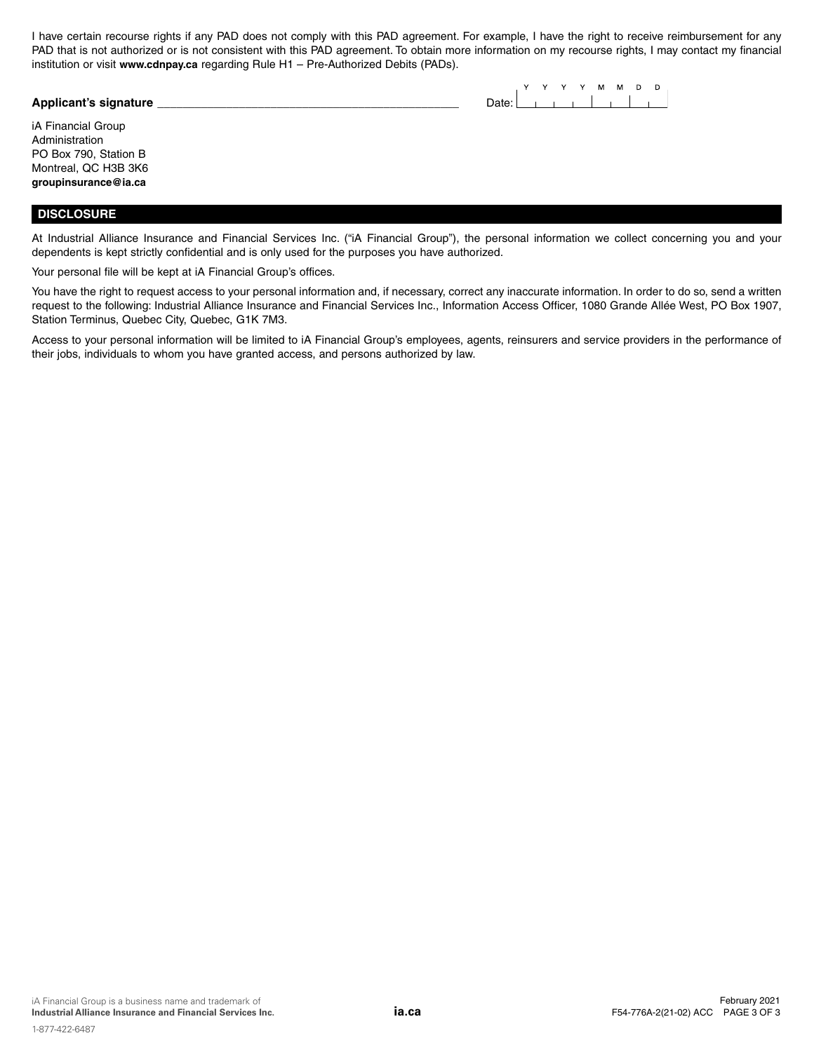I have certain recourse rights if any PAD does not comply with this PAD agreement. For example, I have the right to receive reimbursement for any PAD that is not authorized or is not consistent with this PAD agreement. To obtain more information on my recourse rights, I may contact my financial institution or visit **www.cdnpay.ca** regarding Rule H1 – Pre-Authorized Debits (PADs).

**Applicant's signature** ______________________________________________ Date: Y Y Y Y M M D D

iA Financial Group
Administration
PO Box 790, Station B
Montreal, QC H3B 3K6
**groupinsurance@ia.ca**

## DISCLOSURE

At Industrial Alliance Insurance and Financial Services Inc. ("iA Financial Group"), the personal information we collect concerning you and your dependents is kept strictly confidential and is only used for the purposes you have authorized.

Your personal file will be kept at iA Financial Group's offices.

You have the right to request access to your personal information and, if necessary, correct any inaccurate information. In order to do so, send a written request to the following: Industrial Alliance Insurance and Financial Services Inc., Information Access Officer, 1080 Grande Allée West, PO Box 1907, Station Terminus, Quebec City, Quebec, G1K 7M3.

Access to your personal information will be limited to iA Financial Group's employees, agents, reinsurers and service providers in the performance of their jobs, individuals to whom you have granted access, and persons authorized by law.

iA Financial Group is a business name and trademark of
**Industrial Alliance Insurance and Financial Services Inc.**

**ia.ca**

February 2021
F54-776A-2(21-02) ACC

1-877-422-6487